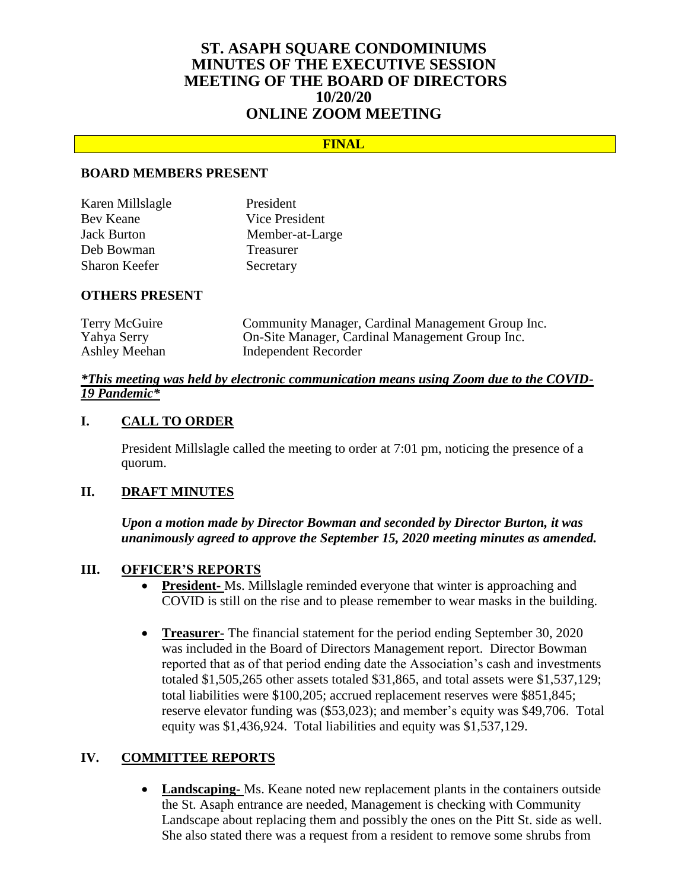# ST. ASAPH SQUARE CONDOMINIUMS
# MINUTES OF THE EXECUTIVE SESSION MEETING OF THE BOARD OF DIRECTORS
# 10/20/20
# ONLINE ZOOM MEETING

**FINAL**

## BOARD MEMBERS PRESENT

| | |
|---|---|
| Karen Millslagle | President |
| Bev Keane | Vice President |
| Jack Burton | Member-at-Large |
| Deb Bowman | Treasurer |
| Sharon Keefer | Secretary |

## OTHERS PRESENT

| | |
|---|---|
| Terry McGuire | Community Manager, Cardinal Management Group Inc. |
| Yahya Serry | On-Site Manager, Cardinal Management Group Inc. |
| Ashley Meehan | Independent Recorder |

***\*This meeting was held by electronic communication means using Zoom due to the COVID-19 Pandemic\****

## I. CALL TO ORDER

President Millslagle called the meeting to order at 7:01 pm, noticing the presence of a quorum.

## II. DRAFT MINUTES

***Upon a motion made by Director Bowman and seconded by Director Burton, it was unanimously agreed to approve the September 15, 2020 meeting minutes as amended.***

## III. OFFICER'S REPORTS

- **President-** Ms. Millslagle reminded everyone that winter is approaching and COVID is still on the rise and to please remember to wear masks in the building.

- **Treasurer-** The financial statement for the period ending September 30, 2020 was included in the Board of Directors Management report. Director Bowman reported that as of that period ending date the Association's cash and investments totaled $1,505,265 other assets totaled $31,865, and total assets were $1,537,129; total liabilities were $100,205; accrued replacement reserves were $851,845; reserve elevator funding was ($53,023); and member's equity was $49,706. Total equity was $1,436,924. Total liabilities and equity was $1,537,129.

## IV. COMMITTEE REPORTS

- **Landscaping-** Ms. Keane noted new replacement plants in the containers outside the St. Asaph entrance are needed, Management is checking with Community Landscape about replacing them and possibly the ones on the Pitt St. side as well. She also stated there was a request from a resident to remove some shrubs from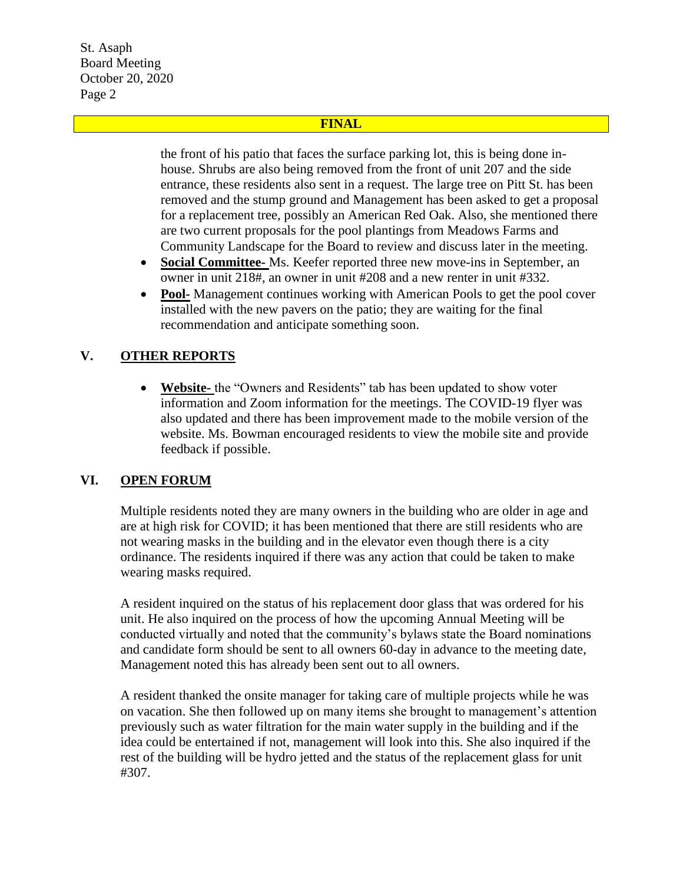**FINAL**

the front of his patio that faces the surface parking lot, this is being done in-house. Shrubs are also being removed from the front of unit 207 and the side entrance, these residents also sent in a request. The large tree on Pitt St. has been removed and the stump ground and Management has been asked to get a proposal for a replacement tree, possibly an American Red Oak. Also, she mentioned there are two current proposals for the pool plantings from Meadows Farms and Community Landscape for the Board to review and discuss later in the meeting.

- **Social Committee-** Ms. Keefer reported three new move-ins in September, an owner in unit 218#, an owner in unit #208 and a new renter in unit #332.
- **Pool-** Management continues working with American Pools to get the pool cover installed with the new pavers on the patio; they are waiting for the final recommendation and anticipate something soon.

## V. OTHER REPORTS

- **Website-** the "Owners and Residents" tab has been updated to show voter information and Zoom information for the meetings. The COVID-19 flyer was also updated and there has been improvement made to the mobile version of the website. Ms. Bowman encouraged residents to view the mobile site and provide feedback if possible.

## VI. OPEN FORUM

Multiple residents noted they are many owners in the building who are older in age and are at high risk for COVID; it has been mentioned that there are still residents who are not wearing masks in the building and in the elevator even though there is a city ordinance. The residents inquired if there was any action that could be taken to make wearing masks required.

A resident inquired on the status of his replacement door glass that was ordered for his unit. He also inquired on the process of how the upcoming Annual Meeting will be conducted virtually and noted that the community's bylaws state the Board nominations and candidate form should be sent to all owners 60-day in advance to the meeting date, Management noted this has already been sent out to all owners.

A resident thanked the onsite manager for taking care of multiple projects while he was on vacation. She then followed up on many items she brought to management's attention previously such as water filtration for the main water supply in the building and if the idea could be entertained if not, management will look into this. She also inquired if the rest of the building will be hydro jetted and the status of the replacement glass for unit #307.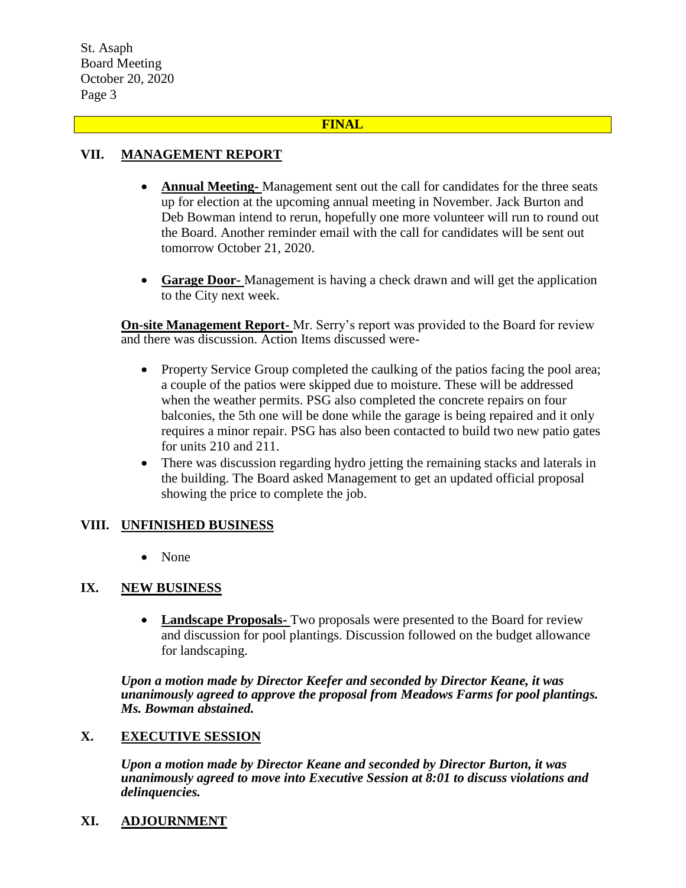**FINAL**

## VII. MANAGEMENT REPORT

- **Annual Meeting-** Management sent out the call for candidates for the three seats up for election at the upcoming annual meeting in November. Jack Burton and Deb Bowman intend to rerun, hopefully one more volunteer will run to round out the Board. Another reminder email with the call for candidates will be sent out tomorrow October 21, 2020.

- **Garage Door-** Management is having a check drawn and will get the application to the City next week.

**On-site Management Report-** Mr. Serry's report was provided to the Board for review and there was discussion. Action Items discussed were-

- Property Service Group completed the caulking of the patios facing the pool area; a couple of the patios were skipped due to moisture. These will be addressed when the weather permits. PSG also completed the concrete repairs on four balconies, the 5th one will be done while the garage is being repaired and it only requires a minor repair. PSG has also been contacted to build two new patio gates for units 210 and 211.
- There was discussion regarding hydro jetting the remaining stacks and laterals in the building. The Board asked Management to get an updated official proposal showing the price to complete the job.

## VIII. UNFINISHED BUSINESS

- None

## IX. NEW BUSINESS

- **Landscape Proposals-** Two proposals were presented to the Board for review and discussion for pool plantings. Discussion followed on the budget allowance for landscaping.

***Upon a motion made by Director Keefer and seconded by Director Keane, it was unanimously agreed to approve the proposal from Meadows Farms for pool plantings. Ms. Bowman abstained.***

## X. EXECUTIVE SESSION

***Upon a motion made by Director Keane and seconded by Director Burton, it was unanimously agreed to move into Executive Session at 8:01 to discuss violations and delinquencies.***

## XI. ADJOURNMENT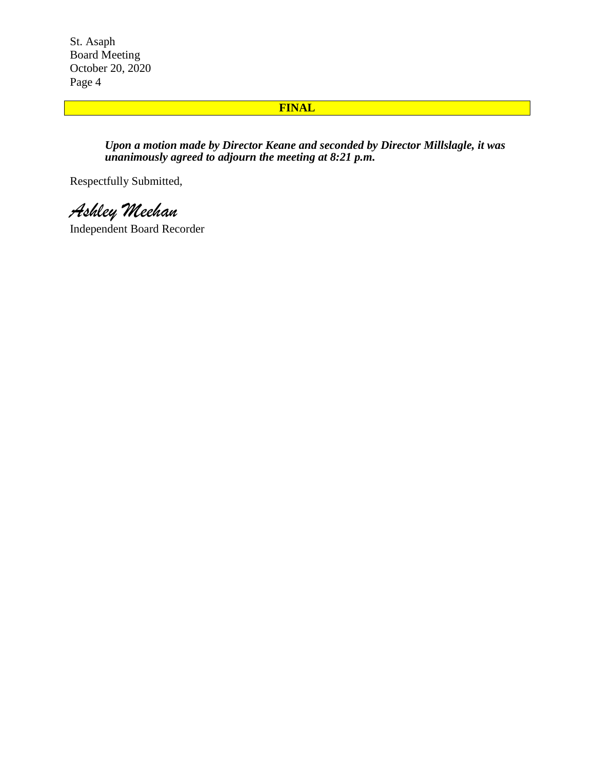**FINAL**

***Upon a motion made by Director Keane and seconded by Director Millslagle, it was unanimously agreed to adjourn the meeting at 8:21 p.m.***

Respectfully Submitted,

*Ashley Meehan*

Independent Board Recorder